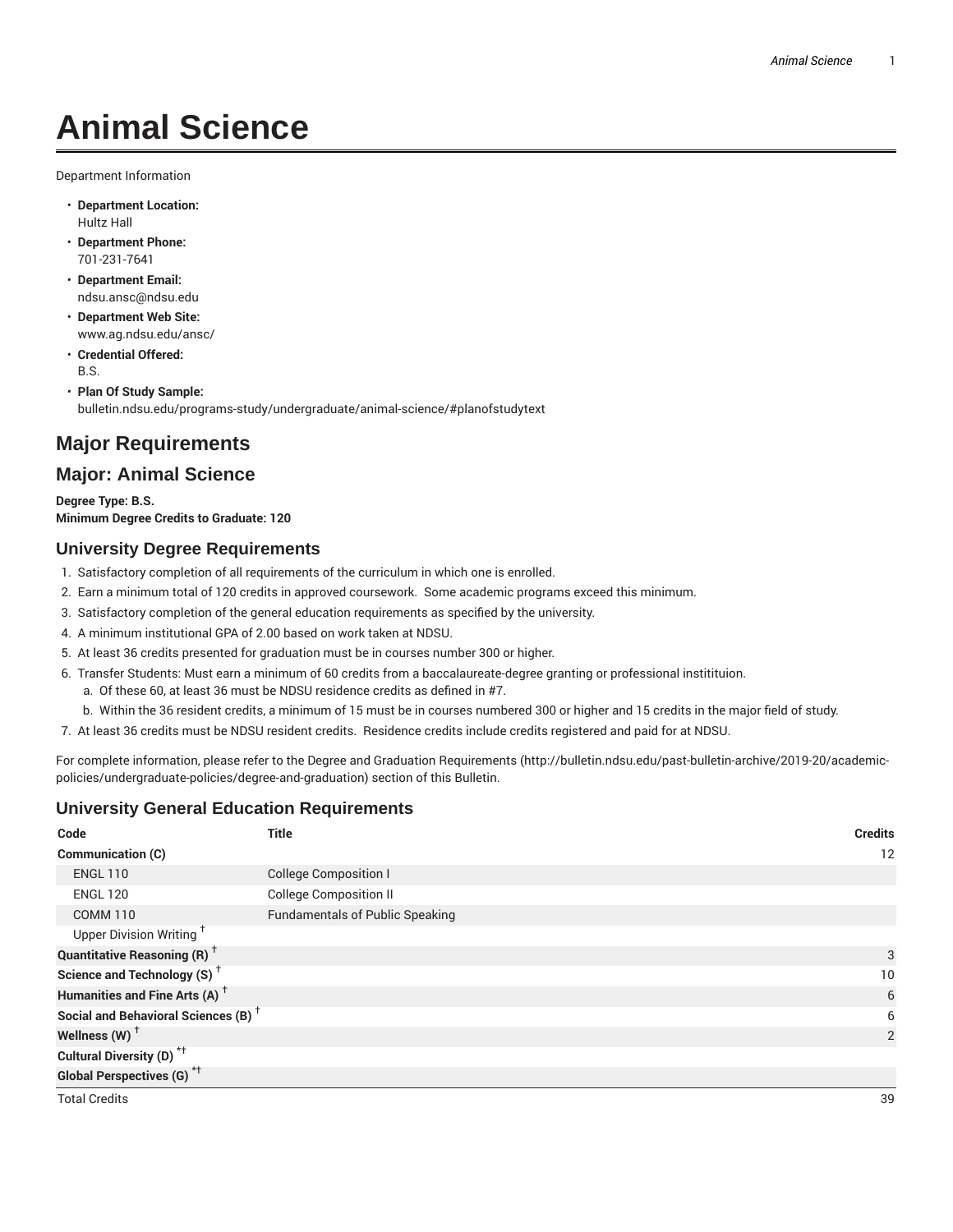# Animal Science

Department Information

- **Department Location:**
  Hultz Hall
- **Department Phone:**
  701-231-7641
- **Department Email:**
  ndsu.ansc@ndsu.edu
- **Department Web Site:**
  www.ag.ndsu.edu/ansc/
- **Credential Offered:**
  B.S.
- **Plan Of Study Sample:**
  bulletin.ndsu.edu/programs-study/undergraduate/animal-science/#planofstudytext

## Major Requirements

## Major: Animal Science

**Degree Type: B.S.**
**Minimum Degree Credits to Graduate: 120**

### University Degree Requirements

1. Satisfactory completion of all requirements of the curriculum in which one is enrolled.
2. Earn a minimum total of 120 credits in approved coursework. Some academic programs exceed this minimum.
3. Satisfactory completion of the general education requirements as specified by the university.
4. A minimum institutional GPA of 2.00 based on work taken at NDSU.
5. At least 36 credits presented for graduation must be in courses number 300 or higher.
6. Transfer Students: Must earn a minimum of 60 credits from a baccalaureate-degree granting or professional institituion.
   a. Of these 60, at least 36 must be NDSU residence credits as defined in #7.
   b. Within the 36 resident credits, a minimum of 15 must be in courses numbered 300 or higher and 15 credits in the major field of study.
7. At least 36 credits must be NDSU resident credits. Residence credits include credits registered and paid for at NDSU.

For complete information, please refer to the Degree and Graduation Requirements (http://bulletin.ndsu.edu/past-bulletin-archive/2019-20/academic-policies/undergraduate-policies/degree-and-graduation) section of this Bulletin.

### University General Education Requirements

| Code | Title | Credits |
|---|---|---|
| **Communication (C)** | | 12 |
| ENGL 110 | College Composition I | |
| ENGL 120 | College Composition II | |
| COMM 110 | Fundamentals of Public Speaking | |
| Upper Division Writing † | | |
| **Quantitative Reasoning (R) †** | | 3 |
| **Science and Technology (S) †** | | 10 |
| **Humanities and Fine Arts (A) †** | | 6 |
| **Social and Behavioral Sciences (B) †** | | 6 |
| **Wellness (W) †** | | 2 |
| **Cultural Diversity (D) *†** | | |
| **Global Perspectives (G) *†** | | |
| Total Credits | | 39 |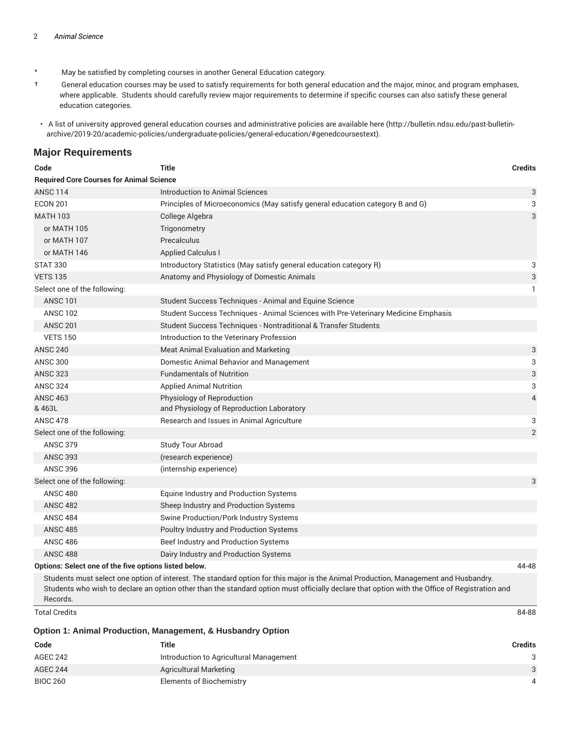\* May be satisfied by completing courses in another General Education category.

† General education courses may be used to satisfy requirements for both general education and the major, minor, and program emphases, where applicable. Students should carefully review major requirements to determine if specific courses can also satisfy these general education categories.

- A list of university approved general education courses and administrative policies are available here (http://bulletin.ndsu.edu/past-bulletin-archive/2019-20/academic-policies/undergraduate-policies/general-education/#genedcoursestext).

## Major Requirements

| Code | Title | Credits |
|---|---|---|
| **Required Core Courses for Animal Science** | | |
| ANSC 114 | Introduction to Animal Sciences | 3 |
| ECON 201 | Principles of Microeconomics (May satisfy general education category B and G) | 3 |
| MATH 103 | College Algebra | 3 |
| or MATH 105 | Trigonometry | |
| or MATH 107 | Precalculus | |
| or MATH 146 | Applied Calculus I | |
| STAT 330 | Introductory Statistics (May satisfy general education category R) | 3 |
| VETS 135 | Anatomy and Physiology of Domestic Animals | 3 |
| Select one of the following: | | 1 |
| ANSC 101 | Student Success Techniques - Animal and Equine Science | |
| ANSC 102 | Student Success Techniques - Animal Sciences with Pre-Veterinary Medicine Emphasis | |
| ANSC 201 | Student Success Techniques - Nontraditional & Transfer Students | |
| VETS 150 | Introduction to the Veterinary Profession | |
| ANSC 240 | Meat Animal Evaluation and Marketing | 3 |
| ANSC 300 | Domestic Animal Behavior and Management | 3 |
| ANSC 323 | Fundamentals of Nutrition | 3 |
| ANSC 324 | Applied Animal Nutrition | 3 |
| ANSC 463 & 463L | Physiology of Reproduction and Physiology of Reproduction Laboratory | 4 |
| ANSC 478 | Research and Issues in Animal Agriculture | 3 |
| Select one of the following: | | 2 |
| ANSC 379 | Study Tour Abroad | |
| ANSC 393 | (research experience) | |
| ANSC 396 | (internship experience) | |
| Select one of the following: | | 3 |
| ANSC 480 | Equine Industry and Production Systems | |
| ANSC 482 | Sheep Industry and Production Systems | |
| ANSC 484 | Swine Production/Pork Industry Systems | |
| ANSC 485 | Poultry Industry and Production Systems | |
| ANSC 486 | Beef Industry and Production Systems | |
| ANSC 488 | Dairy Industry and Production Systems | |
| **Options: Select one of the five options listed below.** | | 44-48 |
| Students must select one option of interest. The standard option for this major is the Animal Production, Management and Husbandry. Students who wish to declare an option other than the standard option must officially declare that option with the Office of Registration and Records. | | |
| Total Credits | | 84-88 |

### Option 1: Animal Production, Management, & Husbandry Option

| Code | Title | Credits |
|---|---|---|
| AGEC 242 | Introduction to Agricultural Management | 3 |
| AGEC 244 | Agricultural Marketing | 3 |
| BIOC 260 | Elements of Biochemistry | 4 |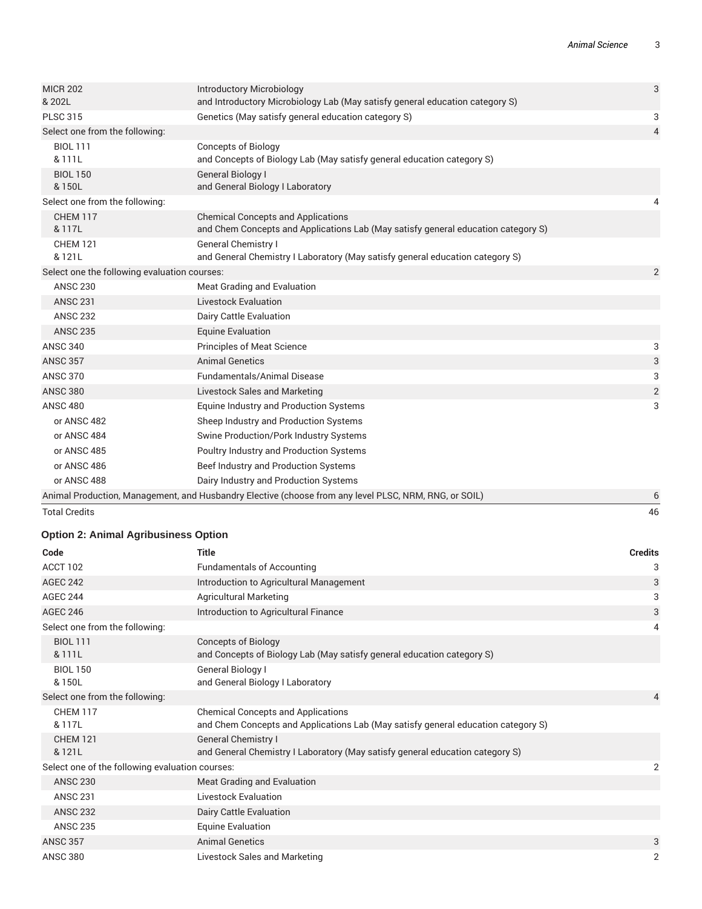| | | |
|---|---|---|
| MICR 202<br>& 202L | Introductory Microbiology<br>and Introductory Microbiology Lab (May satisfy general education category S) | 3 |
| PLSC 315 | Genetics (May satisfy general education category S) | 3 |
| Select one from the following: | | 4 |
| BIOL 111<br>& 111L | Concepts of Biology<br>and Concepts of Biology Lab (May satisfy general education category S) | |
| BIOL 150<br>& 150L | General Biology I<br>and General Biology I Laboratory | |
| Select one from the following: | | 4 |
| CHEM 117<br>& 117L | Chemical Concepts and Applications<br>and Chem Concepts and Applications Lab (May satisfy general education category S) | |
| CHEM 121<br>& 121L | General Chemistry I<br>and General Chemistry I Laboratory (May satisfy general education category S) | |
| Select one the following evaluation courses: | | 2 |
| ANSC 230 | Meat Grading and Evaluation | |
| ANSC 231 | Livestock Evaluation | |
| ANSC 232 | Dairy Cattle Evaluation | |
| ANSC 235 | Equine Evaluation | |
| ANSC 340 | Principles of Meat Science | 3 |
| ANSC 357 | Animal Genetics | 3 |
| ANSC 370 | Fundamentals/Animal Disease | 3 |
| ANSC 380 | Livestock Sales and Marketing | 2 |
| ANSC 480 | Equine Industry and Production Systems | 3 |
| or ANSC 482 | Sheep Industry and Production Systems | |
| or ANSC 484 | Swine Production/Pork Industry Systems | |
| or ANSC 485 | Poultry Industry and Production Systems | |
| or ANSC 486 | Beef Industry and Production Systems | |
| or ANSC 488 | Dairy Industry and Production Systems | |
| Animal Production, Management, and Husbandry Elective (choose from any level PLSC, NRM, RNG, or SOIL) | | 6 |
| Total Credits | | 46 |

### Option 2: Animal Agribusiness Option

| Code | Title | Credits |
|---|---|---|
| ACCT 102 | Fundamentals of Accounting | 3 |
| AGEC 242 | Introduction to Agricultural Management | 3 |
| AGEC 244 | Agricultural Marketing | 3 |
| AGEC 246 | Introduction to Agricultural Finance | 3 |
| Select one from the following: | | 4 |
| BIOL 111<br>& 111L | Concepts of Biology<br>and Concepts of Biology Lab (May satisfy general education category S) | |
| BIOL 150<br>& 150L | General Biology I<br>and General Biology I Laboratory | |
| Select one from the following: | | 4 |
| CHEM 117<br>& 117L | Chemical Concepts and Applications<br>and Chem Concepts and Applications Lab (May satisfy general education category S) | |
| CHEM 121<br>& 121L | General Chemistry I<br>and General Chemistry I Laboratory (May satisfy general education category S) | |
| Select one of the following evaluation courses: | | 2 |
| ANSC 230 | Meat Grading and Evaluation | |
| ANSC 231 | Livestock Evaluation | |
| ANSC 232 | Dairy Cattle Evaluation | |
| ANSC 235 | Equine Evaluation | |
| ANSC 357 | Animal Genetics | 3 |
| ANSC 380 | Livestock Sales and Marketing | 2 |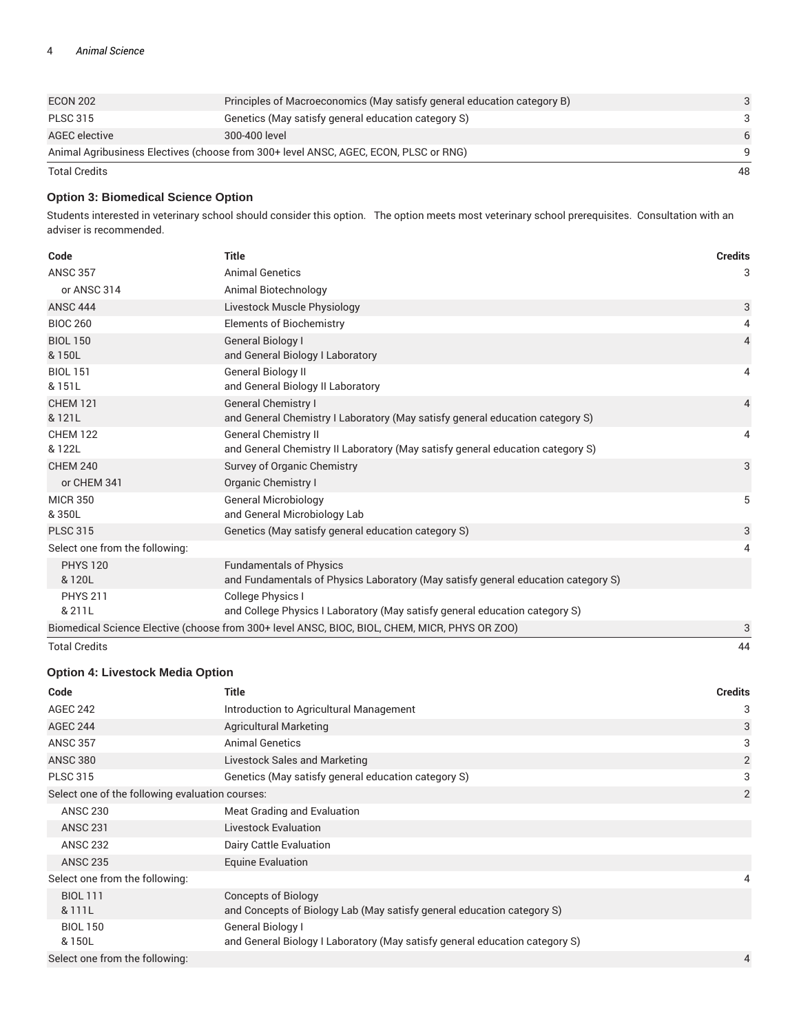| | | |
|---|---|---|
| ECON 202 | Principles of Macroeconomics (May satisfy general education category B) | 3 |
| PLSC 315 | Genetics (May satisfy general education category S) | 3 |
| AGEC elective | 300-400 level | 6 |
| Animal Agribusiness Electives (choose from 300+ level ANSC, AGEC, ECON, PLSC or RNG) | | 9 |
| Total Credits | | 48 |

### Option 3: Biomedical Science Option

Students interested in veterinary school should consider this option. The option meets most veterinary school prerequisites. Consultation with an adviser is recommended.

| Code | Title | Credits |
|---|---|---|
| ANSC 357 | Animal Genetics | 3 |
| or ANSC 314 | Animal Biotechnology | |
| ANSC 444 | Livestock Muscle Physiology | 3 |
| BIOC 260 | Elements of Biochemistry | 4 |
| BIOL 150<br>& 150L | General Biology I<br>and General Biology I Laboratory | 4 |
| BIOL 151<br>& 151L | General Biology II<br>and General Biology II Laboratory | 4 |
| CHEM 121<br>& 121L | General Chemistry I<br>and General Chemistry I Laboratory (May satisfy general education category S) | 4 |
| CHEM 122<br>& 122L | General Chemistry II<br>and General Chemistry II Laboratory (May satisfy general education category S) | 4 |
| CHEM 240 | Survey of Organic Chemistry | 3 |
| or CHEM 341 | Organic Chemistry I | |
| MICR 350<br>& 350L | General Microbiology<br>and General Microbiology Lab | 5 |
| PLSC 315 | Genetics (May satisfy general education category S) | 3 |
| Select one from the following: | | 4 |
| PHYS 120<br>& 120L | Fundamentals of Physics<br>and Fundamentals of Physics Laboratory (May satisfy general education category S) | |
| PHYS 211<br>& 211L | College Physics I<br>and College Physics I Laboratory (May satisfy general education category S) | |
| Biomedical Science Elective (choose from 300+ level ANSC, BIOC, BIOL, CHEM, MICR, PHYS OR ZOO) | | 3 |
| Total Credits | | 44 |

### Option 4: Livestock Media Option

| Code | Title | Credits |
|---|---|---|
| AGEC 242 | Introduction to Agricultural Management | 3 |
| AGEC 244 | Agricultural Marketing | 3 |
| ANSC 357 | Animal Genetics | 3 |
| ANSC 380 | Livestock Sales and Marketing | 2 |
| PLSC 315 | Genetics (May satisfy general education category S) | 3 |
| Select one of the following evaluation courses: | | 2 |
| ANSC 230 | Meat Grading and Evaluation | |
| ANSC 231 | Livestock Evaluation | |
| ANSC 232 | Dairy Cattle Evaluation | |
| ANSC 235 | Equine Evaluation | |
| Select one from the following: | | 4 |
| BIOL 111<br>& 111L | Concepts of Biology<br>and Concepts of Biology Lab (May satisfy general education category S) | |
| BIOL 150<br>& 150L | General Biology I<br>and General Biology I Laboratory (May satisfy general education category S) | |
| Select one from the following: | | 4 |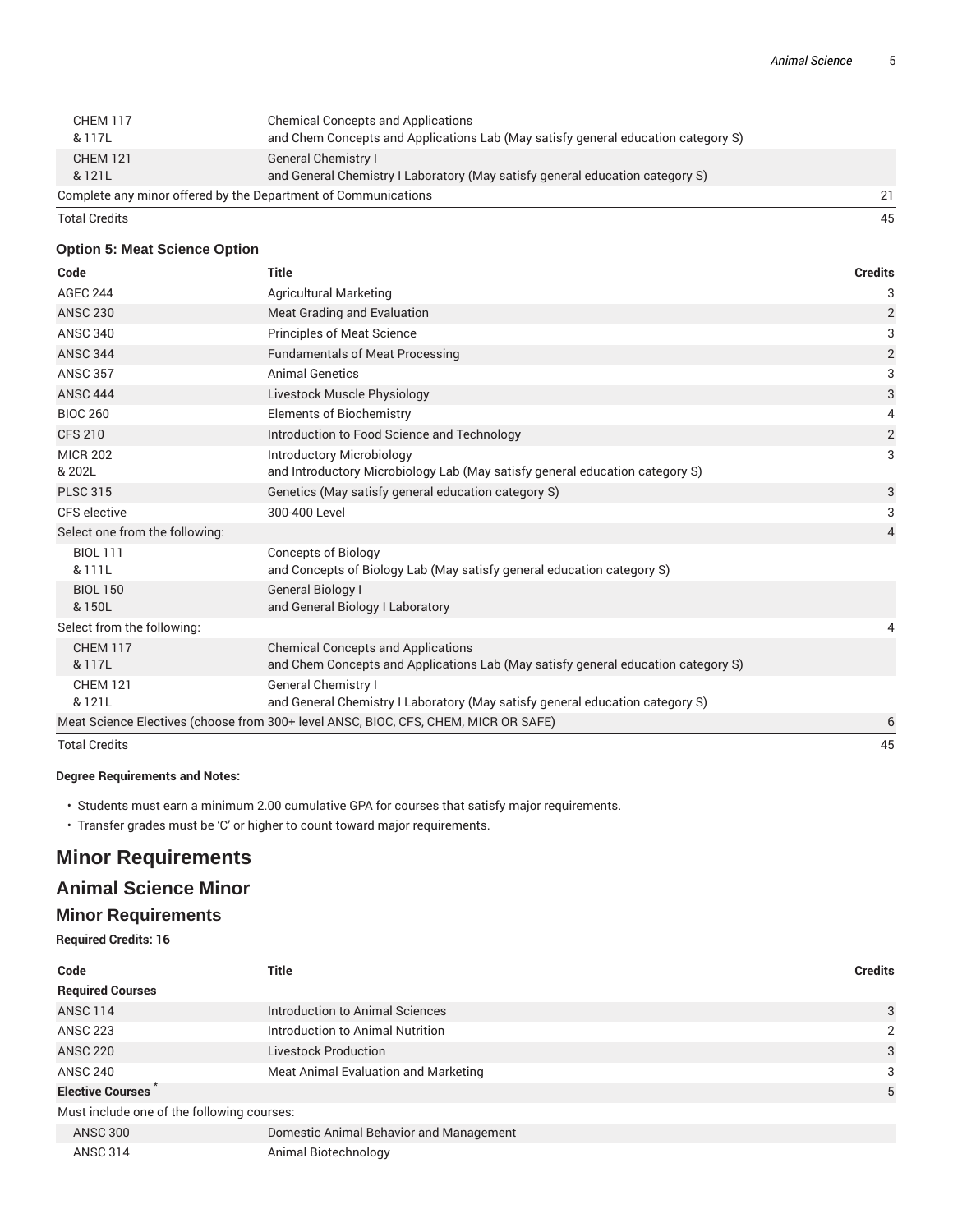| | | |
|---|---|---|
| CHEM 117 & 117L | Chemical Concepts and Applications and Chem Concepts and Applications Lab (May satisfy general education category S) | |
| CHEM 121 & 121L | General Chemistry I and General Chemistry I Laboratory (May satisfy general education category S) | |
| Complete any minor offered by the Department of Communications | | 21 |
| Total Credits | | 45 |

### Option 5: Meat Science Option

| Code | Title | Credits |
|---|---|---|
| AGEC 244 | Agricultural Marketing | 3 |
| ANSC 230 | Meat Grading and Evaluation | 2 |
| ANSC 340 | Principles of Meat Science | 3 |
| ANSC 344 | Fundamentals of Meat Processing | 2 |
| ANSC 357 | Animal Genetics | 3 |
| ANSC 444 | Livestock Muscle Physiology | 3 |
| BIOC 260 | Elements of Biochemistry | 4 |
| CFS 210 | Introduction to Food Science and Technology | 2 |
| MICR 202 & 202L | Introductory Microbiology and Introductory Microbiology Lab (May satisfy general education category S) | 3 |
| PLSC 315 | Genetics (May satisfy general education category S) | 3 |
| CFS elective | 300-400 Level | 3 |
| Select one from the following: | | 4 |
| BIOL 111 & 111L | Concepts of Biology and Concepts of Biology Lab (May satisfy general education category S) | |
| BIOL 150 & 150L | General Biology I and General Biology I Laboratory | |
| Select from the following: | | 4 |
| CHEM 117 & 117L | Chemical Concepts and Applications and Chem Concepts and Applications Lab (May satisfy general education category S) | |
| CHEM 121 & 121L | General Chemistry I and General Chemistry I Laboratory (May satisfy general education category S) | |
| Meat Science Electives (choose from 300+ level ANSC, BIOC, CFS, CHEM, MICR OR SAFE) | | 6 |
| Total Credits | | 45 |

**Degree Requirements and Notes:**

- Students must earn a minimum 2.00 cumulative GPA for courses that satisfy major requirements.
- Transfer grades must be 'C' or higher to count toward major requirements.

# Minor Requirements

## Animal Science Minor

### Minor Requirements

**Required Credits: 16**

| Code | Title | Credits |
|---|---|---|
| **Required Courses** | | |
| ANSC 114 | Introduction to Animal Sciences | 3 |
| ANSC 223 | Introduction to Animal Nutrition | 2 |
| ANSC 220 | Livestock Production | 3 |
| ANSC 240 | Meat Animal Evaluation and Marketing | 3 |
| **Elective Courses** * | | 5 |
| Must include one of the following courses: | | |
| ANSC 300 | Domestic Animal Behavior and Management | |
| ANSC 314 | Animal Biotechnology | |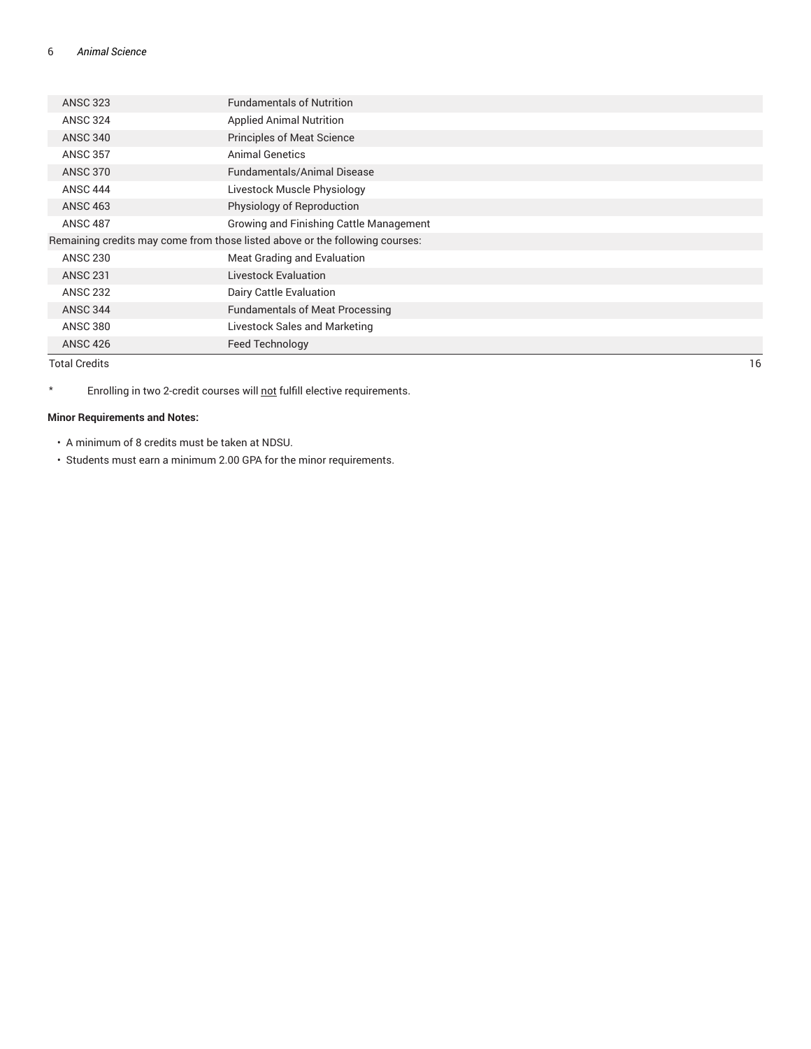| | | |
|---|---|---|
| ANSC 323 | Fundamentals of Nutrition | |
| ANSC 324 | Applied Animal Nutrition | |
| ANSC 340 | Principles of Meat Science | |
| ANSC 357 | Animal Genetics | |
| ANSC 370 | Fundamentals/Animal Disease | |
| ANSC 444 | Livestock Muscle Physiology | |
| ANSC 463 | Physiology of Reproduction | |
| ANSC 487 | Growing and Finishing Cattle Management | |
| Remaining credits may come from those listed above or the following courses: | | |
| ANSC 230 | Meat Grading and Evaluation | |
| ANSC 231 | Livestock Evaluation | |
| ANSC 232 | Dairy Cattle Evaluation | |
| ANSC 344 | Fundamentals of Meat Processing | |
| ANSC 380 | Livestock Sales and Marketing | |
| ANSC 426 | Feed Technology | |
| Total Credits | | 16 |

\* Enrolling in two 2-credit courses will not fulfill elective requirements.

**Minor Requirements and Notes:**

- A minimum of 8 credits must be taken at NDSU.
- Students must earn a minimum 2.00 GPA for the minor requirements.